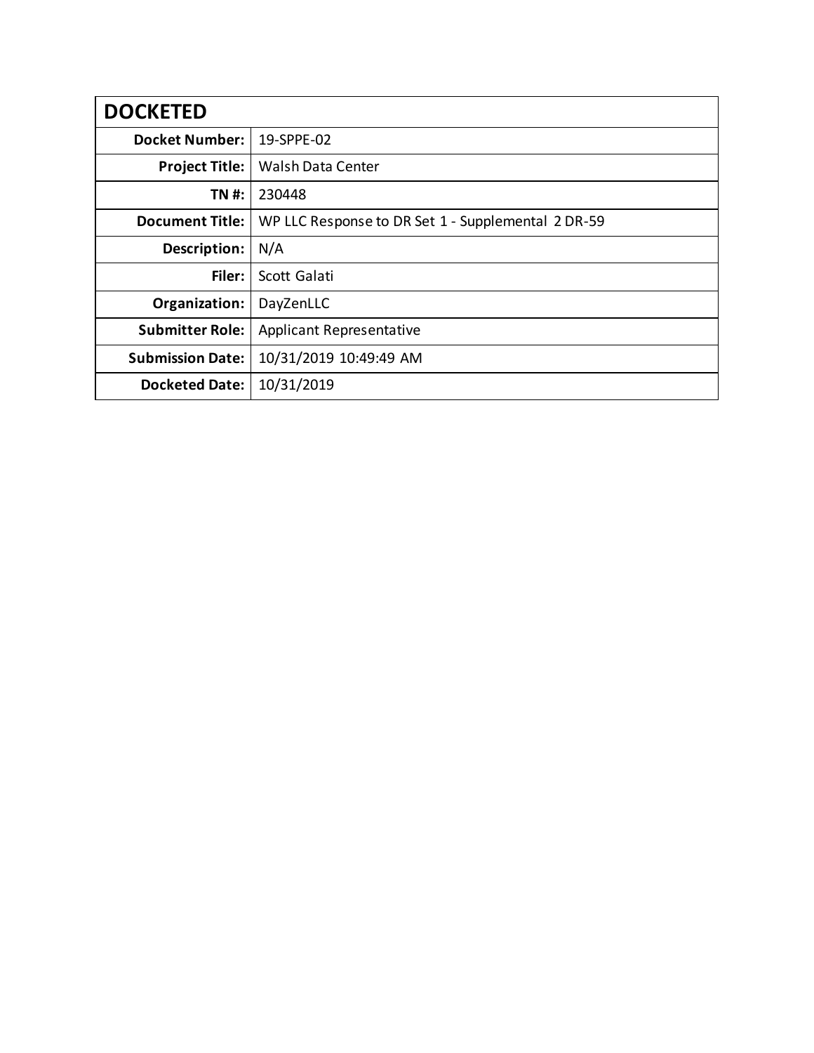| DOCKETED | |
|---|---|
| **Docket Number:** | 19-SPPE-02 |
| **Project Title:** | Walsh Data Center |
| **TN #:** | 230448 |
| **Document Title:** | WP LLC Response to DR Set 1 - Supplemental 2 DR-59 |
| **Description:** | N/A |
| **Filer:** | Scott Galati |
| **Organization:** | DayZenLLC |
| **Submitter Role:** | Applicant Representative |
| **Submission Date:** | 10/31/2019 10:49:49 AM |
| **Docketed Date:** | 10/31/2019 |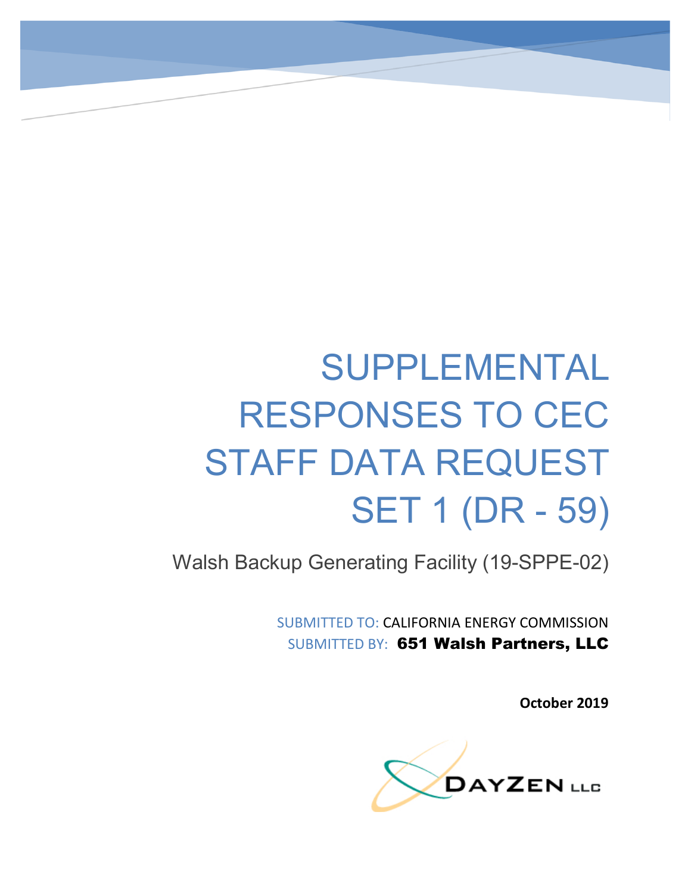# SUPPLEMENTAL RESPONSES TO CEC STAFF DATA REQUEST SET 1 (DR - 59)

Walsh Backup Generating Facility (19-SPPE-02)

SUBMITTED TO: CALIFORNIA ENERGY COMMISSION
SUBMITTED BY: **651 Walsh Partners, LLC**

**October 2019**

DAYZEN LLC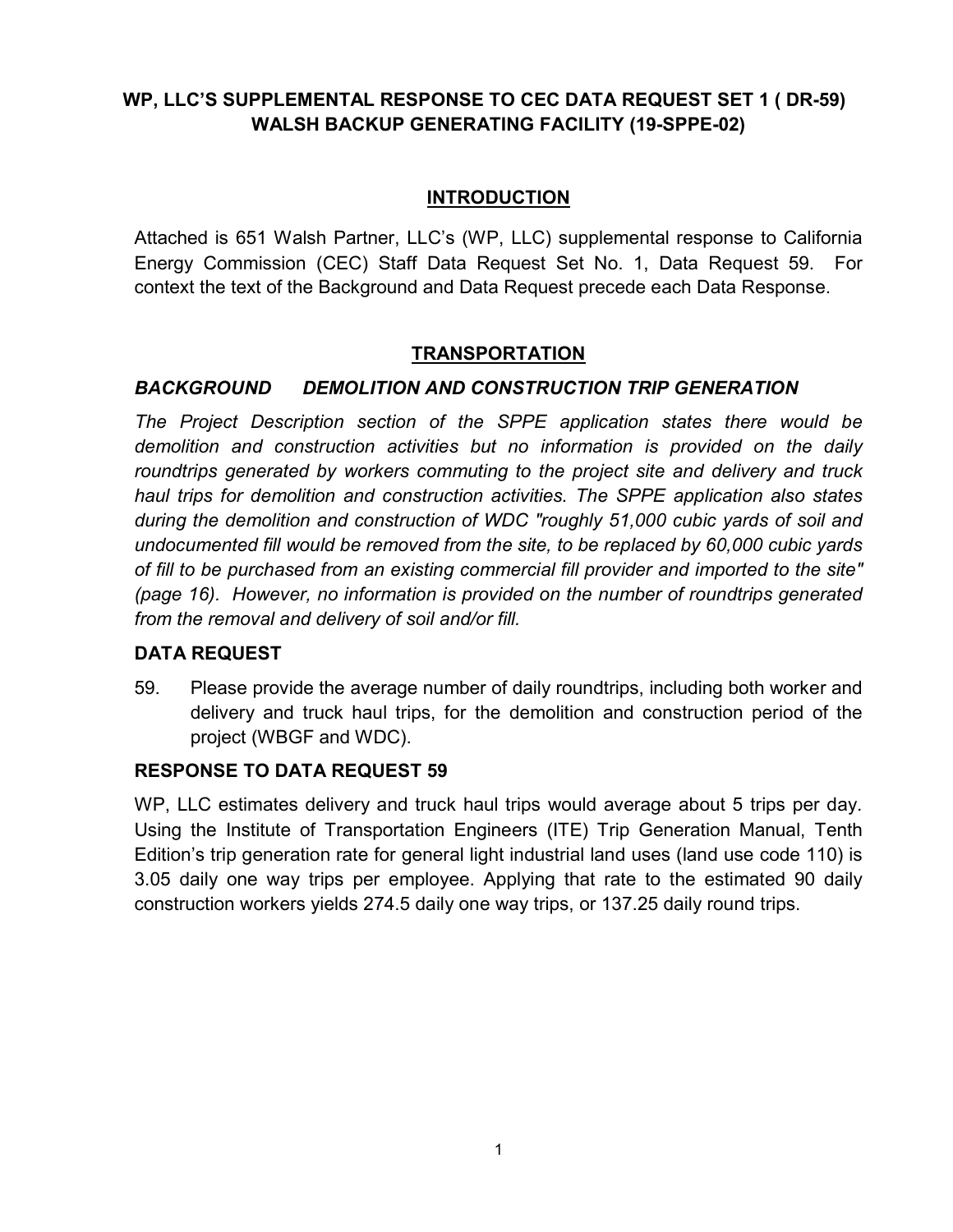# WP, LLC'S SUPPLEMENTAL RESPONSE TO CEC DATA REQUEST SET 1 ( DR-59) WALSH BACKUP GENERATING FACILITY (19-SPPE-02)

## INTRODUCTION

Attached is 651 Walsh Partner, LLC's (WP, LLC) supplemental response to California Energy Commission (CEC) Staff Data Request Set No. 1, Data Request 59. For context the text of the Background and Data Request precede each Data Response.

## TRANSPORTATION

### *BACKGROUND DEMOLITION AND CONSTRUCTION TRIP GENERATION*

*The Project Description section of the SPPE application states there would be demolition and construction activities but no information is provided on the daily roundtrips generated by workers commuting to the project site and delivery and truck haul trips for demolition and construction activities. The SPPE application also states during the demolition and construction of WDC "roughly 51,000 cubic yards of soil and undocumented fill would be removed from the site, to be replaced by 60,000 cubic yards of fill to be purchased from an existing commercial fill provider and imported to the site" (page 16). However, no information is provided on the number of roundtrips generated from the removal and delivery of soil and/or fill.*

### DATA REQUEST

59. Please provide the average number of daily roundtrips, including both worker and delivery and truck haul trips, for the demolition and construction period of the project (WBGF and WDC).

### RESPONSE TO DATA REQUEST 59

WP, LLC estimates delivery and truck haul trips would average about 5 trips per day. Using the Institute of Transportation Engineers (ITE) Trip Generation Manual, Tenth Edition's trip generation rate for general light industrial land uses (land use code 110) is 3.05 daily one way trips per employee. Applying that rate to the estimated 90 daily construction workers yields 274.5 daily one way trips, or 137.25 daily round trips.